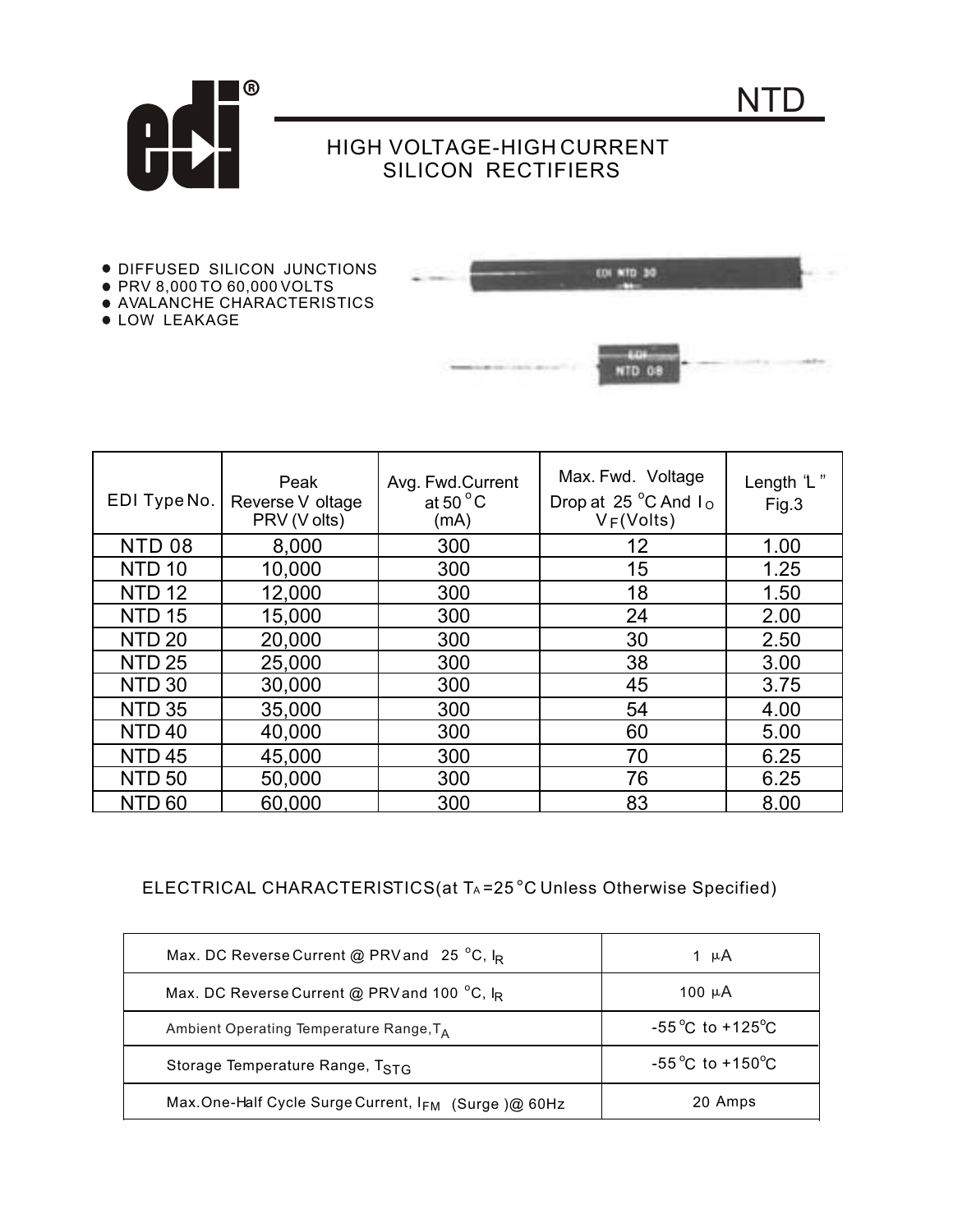# NTD

## HIGH VOLTAGE-HIGH CURRENT SILICON RECTIFIERS

- DIFFUSED SILICON JUNCTIONS
- PRV 8,000 TO 60,000 VOLTS
- AVALANCHE CHARACTERISTICS
- LOW LEAKAGE

| EDI Type No. | Peak Reverse Voltage PRV (Volts) | Avg. Fwd.Current at 50 °C (mA) | Max. Fwd. Voltage Drop at 25 °C And $I_O$ $V_F$(Volts) | Length 'L" Fig.3 |
|---|---|---|---|---|
| NTD 08 | 8,000 | 300 | 12 | 1.00 |
| NTD 10 | 10,000 | 300 | 15 | 1.25 |
| NTD 12 | 12,000 | 300 | 18 | 1.50 |
| NTD 15 | 15,000 | 300 | 24 | 2.00 |
| NTD 20 | 20,000 | 300 | 30 | 2.50 |
| NTD 25 | 25,000 | 300 | 38 | 3.00 |
| NTD 30 | 30,000 | 300 | 45 | 3.75 |
| NTD 35 | 35,000 | 300 | 54 | 4.00 |
| NTD 40 | 40,000 | 300 | 60 | 5.00 |
| NTD 45 | 45,000 | 300 | 70 | 6.25 |
| NTD 50 | 50,000 | 300 | 76 | 6.25 |
| NTD 60 | 60,000 | 300 | 83 | 8.00 |

ELECTRICAL CHARACTERISTICS(at $T_A$=25 °C Unless Otherwise Specified)

| | |
|---|---|
| Max. DC Reverse Current @ PRV and 25 °C, $I_R$ | 1 µA |
| Max. DC Reverse Current @ PRV and 100 °C, $I_R$ | 100 µA |
| Ambient Operating Temperature Range, $T_A$ | -55 °C to +125 °C |
| Storage Temperature Range, $T_{STG}$ | -55 °C to +150 °C |
| Max.One-Half Cycle Surge Current, $I_{FM}$ (Surge )@ 60Hz | 20 Amps |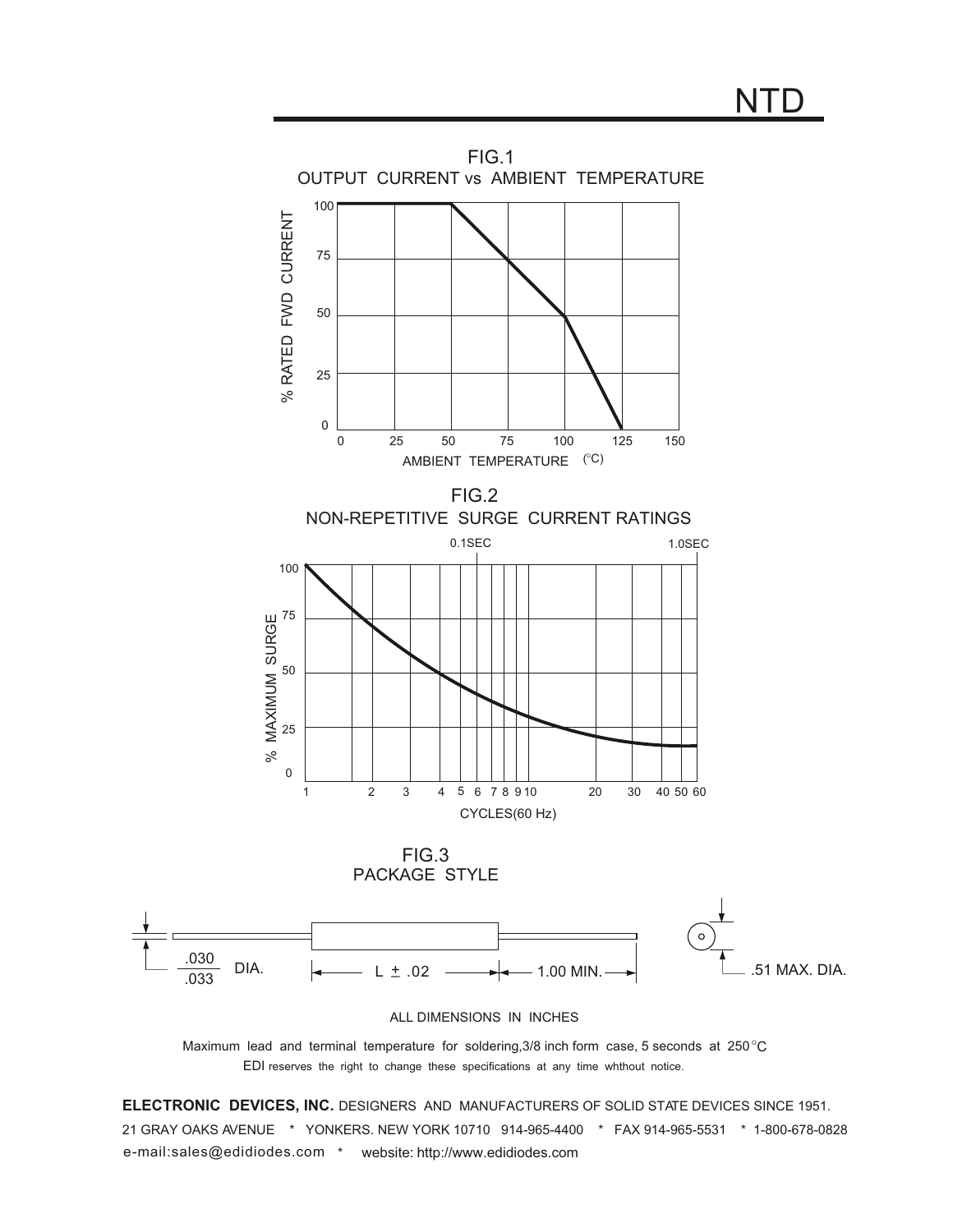# NTD

## FIG.1
## OUTPUT CURRENT vs AMBIENT TEMPERATURE

% RATED FWD CURRENT

100
75
50
25
0

0 25 50 75 100 125 150

AMBIENT TEMPERATURE (°C)

## FIG.2
## NON-REPETITIVE SURGE CURRENT RATINGS

0.1SEC
1.0SEC

% MAXIMUM SURGE

100
75
50
25
0

1 2 3 4 5 6 7 8 9 10 20 30 40 50 60

CYCLES(60 Hz)

## FIG.3
## PACKAGE STYLE

.030 / .033 DIA.

L ± .02

1.00 MIN.

.51 MAX. DIA.

ALL DIMENSIONS IN INCHES

Maximum lead and terminal temperature for soldering,3/8 inch form case, 5 seconds at 250°C

EDI reserves the right to change these specifications at any time whthout notice.

**ELECTRONIC DEVICES, INC.** DESIGNERS AND MANUFACTURERS OF SOLID STATE DEVICES SINCE 1951.

21 GRAY OAKS AVENUE * YONKERS. NEW YORK 10710 914-965-4400 * FAX 914-965-5531 * 1-800-678-0828

e-mail:sales@edidiodes.com * website: http://www.edidiodes.com